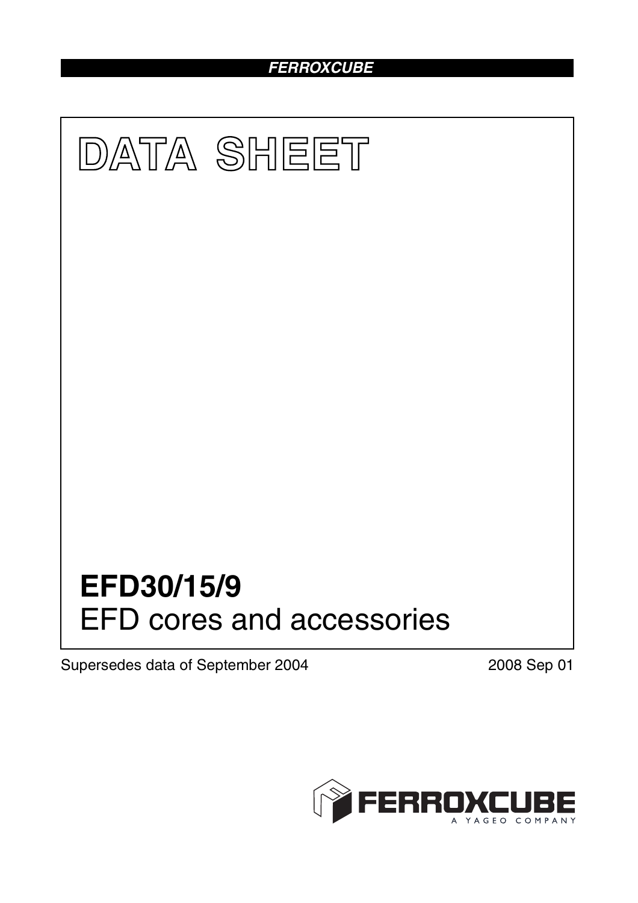FERROXCUBE

# DATA SHEET

# EFD30/15/9

## EFD cores and accessories

Supersedes data of September 2004

2008 Sep 01

FERROXCUBE

A YAGEO COMPANY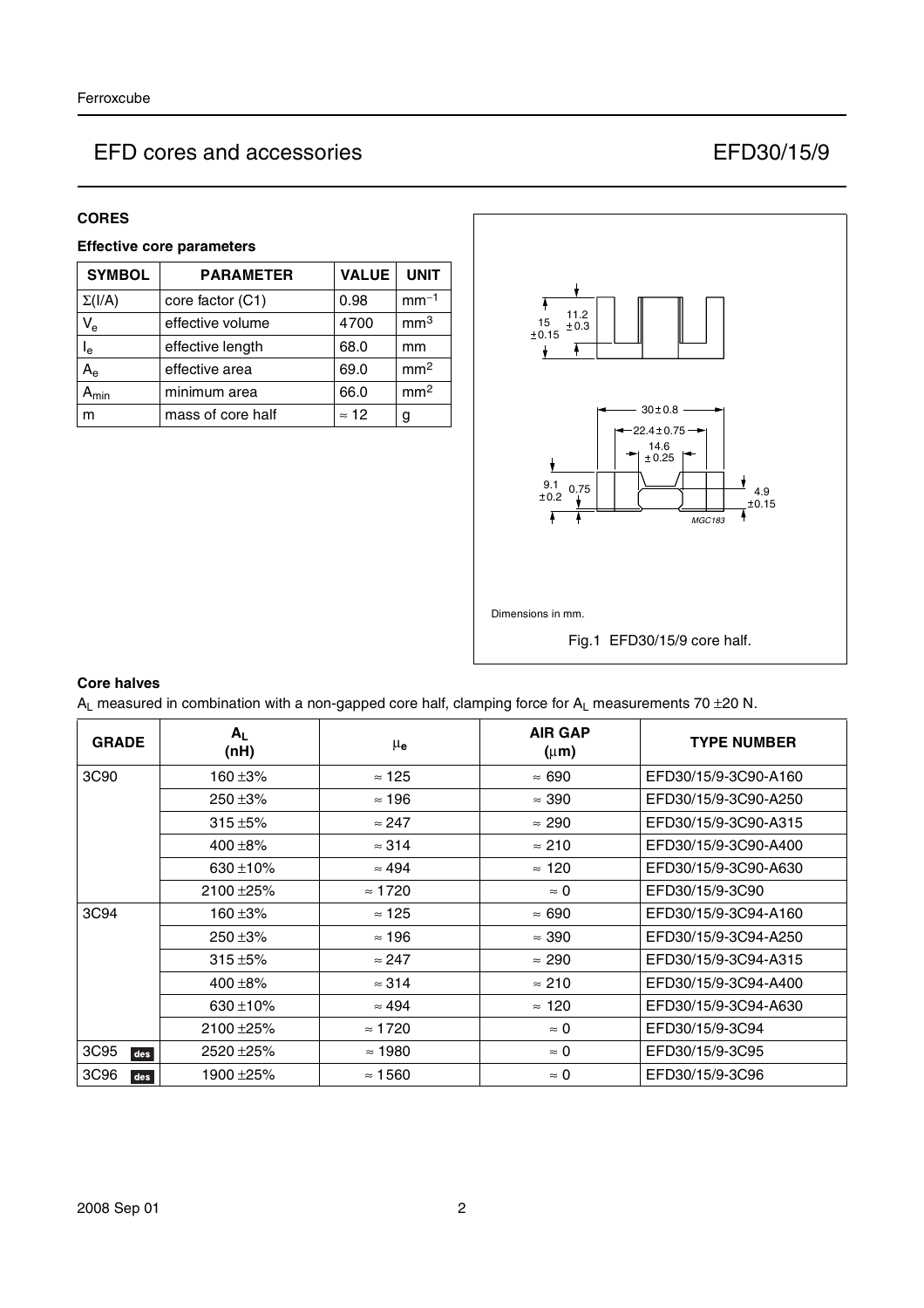Ferroxcube

# EFD cores and accessories EFD30/15/9

## CORES

### Effective core parameters

| SYMBOL | PARAMETER | VALUE | UNIT |
|---|---|---|---|
| Σ(I/A) | core factor (C1) | 0.98 | $mm^{-1}$ |
| $V_e$ | effective volume | 4700 | $mm^3$ |
| $l_e$ | effective length | 68.0 | mm |
| $A_e$ | effective area | 69.0 | $mm^2$ |
| $A_{min}$ | minimum area | 66.0 | $mm^2$ |
| m | mass of core half | ≈ 12 | g |

15 ±0.15
11.2 ±0.3
30 ± 0.8
22.4 ± 0.75
14.6 ± 0.25
9.1 ±0.2
0.75
4.9 ±0.15
MGC183

Dimensions in mm.

Fig.1 EFD30/15/9 core half.

### Core halves

$A_L$ measured in combination with a non-gapped core half, clamping force for $A_L$ measurements 70 ±20 N.

| GRADE | $A_L$ (nH) | $\mu_e$ | AIR GAP (μm) | TYPE NUMBER |
|---|---|---|---|---|
| 3C90 | 160 ±3% | ≈ 125 | ≈ 690 | EFD30/15/9-3C90-A160 |
| | 250 ±3% | ≈ 196 | ≈ 390 | EFD30/15/9-3C90-A250 |
| | 315 ±5% | ≈ 247 | ≈ 290 | EFD30/15/9-3C90-A315 |
| | 400 ±8% | ≈ 314 | ≈ 210 | EFD30/15/9-3C90-A400 |
| | 630 ±10% | ≈ 494 | ≈ 120 | EFD30/15/9-3C90-A630 |
| | 2100 ±25% | ≈ 1720 | ≈ 0 | EFD30/15/9-3C90 |
| 3C94 | 160 ±3% | ≈ 125 | ≈ 690 | EFD30/15/9-3C94-A160 |
| | 250 ±3% | ≈ 196 | ≈ 390 | EFD30/15/9-3C94-A250 |
| | 315 ±5% | ≈ 247 | ≈ 290 | EFD30/15/9-3C94-A315 |
| | 400 ±8% | ≈ 314 | ≈ 210 | EFD30/15/9-3C94-A400 |
| | 630 ±10% | ≈ 494 | ≈ 120 | EFD30/15/9-3C94-A630 |
| | 2100 ±25% | ≈ 1720 | ≈ 0 | EFD30/15/9-3C94 |
| 3C95 des | 2520 ±25% | ≈ 1980 | ≈ 0 | EFD30/15/9-3C95 |
| 3C96 des | 1900 ±25% | ≈ 1560 | ≈ 0 | EFD30/15/9-3C96 |

2008 Sep 01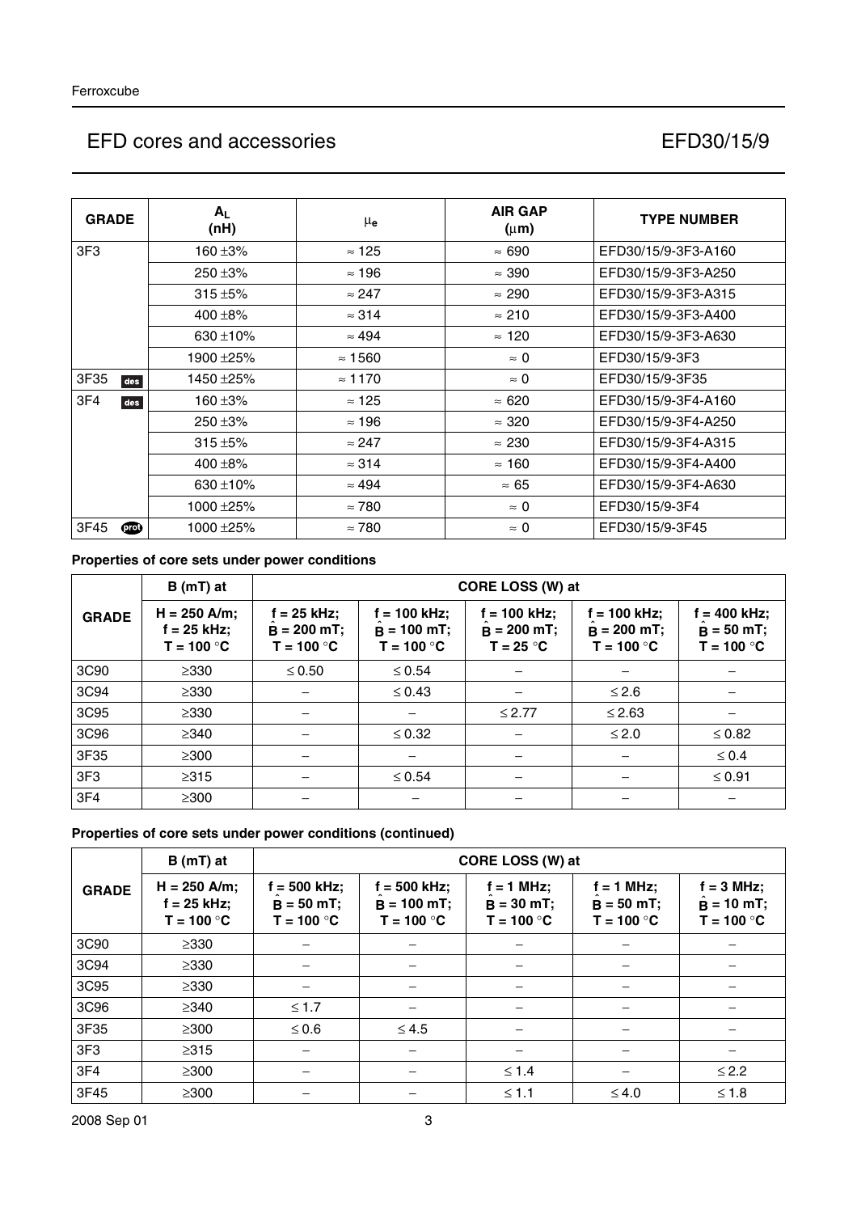| GRADE | $A_L$ (nH) | $\mu_e$ | AIR GAP ($\mu$m) | TYPE NUMBER |
|---|---|---|---|---|
| 3F3 | 160 ±3% | ≈ 125 | ≈ 690 | EFD30/15/9-3F3-A160 |
| | 250 ±3% | ≈ 196 | ≈ 390 | EFD30/15/9-3F3-A250 |
| | 315 ±5% | ≈ 247 | ≈ 290 | EFD30/15/9-3F3-A315 |
| | 400 ±8% | ≈ 314 | ≈ 210 | EFD30/15/9-3F3-A400 |
| | 630 ±10% | ≈ 494 | ≈ 120 | EFD30/15/9-3F3-A630 |
| | 1900 ±25% | ≈ 1560 | ≈ 0 | EFD30/15/9-3F3 |
| 3F35 des | 1450 ±25% | ≈ 1170 | ≈ 0 | EFD30/15/9-3F35 |
| 3F4 des | 160 ±3% | ≈ 125 | ≈ 620 | EFD30/15/9-3F4-A160 |
| | 250 ±3% | ≈ 196 | ≈ 320 | EFD30/15/9-3F4-A250 |
| | 315 ±5% | ≈ 247 | ≈ 230 | EFD30/15/9-3F4-A315 |
| | 400 ±8% | ≈ 314 | ≈ 160 | EFD30/15/9-3F4-A400 |
| | 630 ±10% | ≈ 494 | ≈ 65 | EFD30/15/9-3F4-A630 |
| | 1000 ±25% | ≈ 780 | ≈ 0 | EFD30/15/9-3F4 |
| 3F45 prot | 1000 ±25% | ≈ 780 | ≈ 0 | EFD30/15/9-3F45 |

**Properties of core sets under power conditions**

| GRADE | B (mT) at | CORE LOSS (W) at | | | | |
|---|---|---|---|---|---|---|
| | H = 250 A/m; f = 25 kHz; T = 100 °C | f = 25 kHz; $\hat{B}$ = 200 mT; T = 100 °C | f = 100 kHz; $\hat{B}$ = 100 mT; T = 100 °C | f = 100 kHz; $\hat{B}$ = 200 mT; T = 25 °C | f = 100 kHz; $\hat{B}$ = 200 mT; T = 100 °C | f = 400 kHz; $\hat{B}$ = 50 mT; T = 100 °C |
| 3C90 | ≥330 | ≤ 0.50 | ≤ 0.54 | − | − | − |
| 3C94 | ≥330 | − | ≤ 0.43 | − | ≤ 2.6 | − |
| 3C95 | ≥330 | − | − | ≤ 2.77 | ≤ 2.63 | − |
| 3C96 | ≥340 | − | ≤ 0.32 | − | ≤ 2.0 | ≤ 0.82 |
| 3F35 | ≥300 | − | − | − | − | ≤ 0.4 |
| 3F3 | ≥315 | − | ≤ 0.54 | − | − | ≤ 0.91 |
| 3F4 | ≥300 | − | − | − | − | − |

**Properties of core sets under power conditions (continued)**

| GRADE | B (mT) at | CORE LOSS (W) at | | | | |
|---|---|---|---|---|---|---|
| | H = 250 A/m; f = 25 kHz; T = 100 °C | f = 500 kHz; $\hat{B}$ = 50 mT; T = 100 °C | f = 500 kHz; $\hat{B}$ = 100 mT; T = 100 °C | f = 1 MHz; $\hat{B}$ = 30 mT; T = 100 °C | f = 1 MHz; $\hat{B}$ = 50 mT; T = 100 °C | f = 3 MHz; $\hat{B}$ = 10 mT; T = 100 °C |
| 3C90 | ≥330 | − | − | − | − | − |
| 3C94 | ≥330 | − | − | − | − | − |
| 3C95 | ≥330 | − | − | − | − | − |
| 3C96 | ≥340 | ≤ 1.7 | − | − | − | − |
| 3F35 | ≥300 | ≤ 0.6 | ≤ 4.5 | − | − | − |
| 3F3 | ≥315 | − | − | − | − | − |
| 3F4 | ≥300 | − | − | ≤ 1.4 | − | ≤ 2.2 |
| 3F45 | ≥300 | − | − | ≤ 1.1 | ≤ 4.0 | ≤ 1.8 |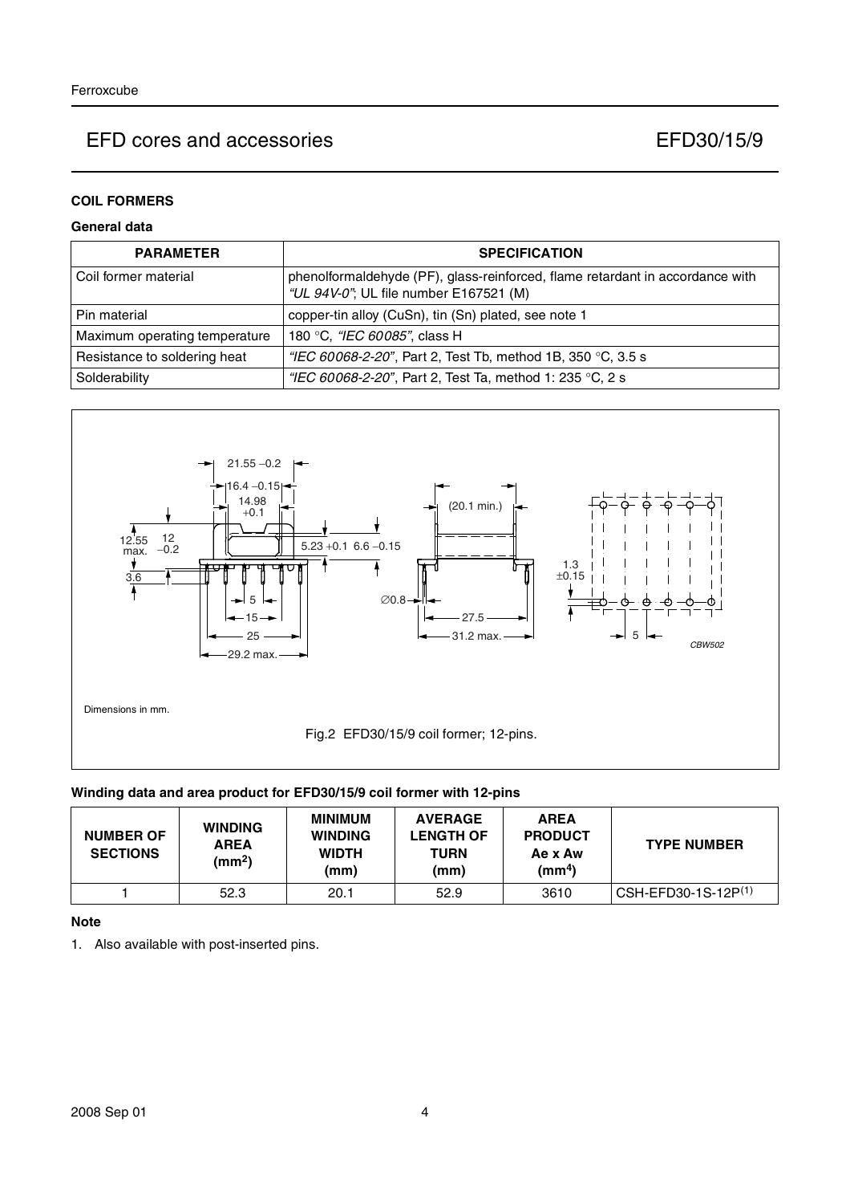## COIL FORMERS

### General data

| PARAMETER | SPECIFICATION |
|---|---|
| Coil former material | phenolformaldehyde (PF), glass-reinforced, flame retardant in accordance with *"UL 94V-0"*; UL file number E167521 (M) |
| Pin material | copper-tin alloy (CuSn), tin (Sn) plated, see note 1 |
| Maximum operating temperature | 180 °C, *"IEC 60085"*, class H |
| Resistance to soldering heat | *"IEC 60068-2-20"*, Part 2, Test Tb, method 1B, 350 °C, 3.5 s |
| Solderability | *"IEC 60068-2-20"*, Part 2, Test Ta, method 1: 235 °C, 2 s |

21.55 −0.2
16.4 −0.15
14.98 +0.1
12.55 max.
12 −0.2
5.23 +0.1
6.6 −0.15
3.6
5
15
25
29.2 max.
(20.1 min.)
∅0.8
27.5
31.2 max.
1.3 ±0.15
5
CBW502

Dimensions in mm.

Fig.2 EFD30/15/9 coil former; 12-pins.

### Winding data and area product for EFD30/15/9 coil former with 12-pins

| NUMBER OF SECTIONS | WINDING AREA ($mm^2$) | MINIMUM WINDING WIDTH (mm) | AVERAGE LENGTH OF TURN (mm) | AREA PRODUCT Ae x Aw ($mm^4$) | TYPE NUMBER |
|---|---|---|---|---|---|
| 1 | 52.3 | 20.1 | 52.9 | 3610 | CSH-EFD30-1S-12P[1] |

### Note

1. Also available with post-inserted pins.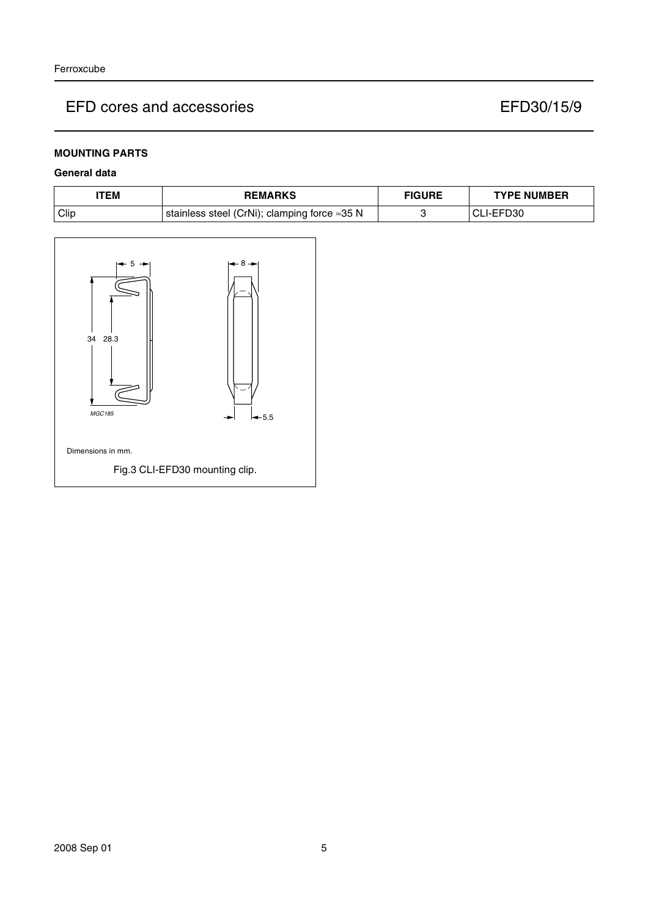## MOUNTING PARTS

### General data

| ITEM | REMARKS | FIGURE | TYPE NUMBER |
|---|---|---|---|
| Clip | stainless steel (CrNi); clamping force ≈35 N | 3 | CLI-EFD30 |

5
8
34
28.3
MGC185
5.5

Dimensions in mm.

Fig.3 CLI-EFD30 mounting clip.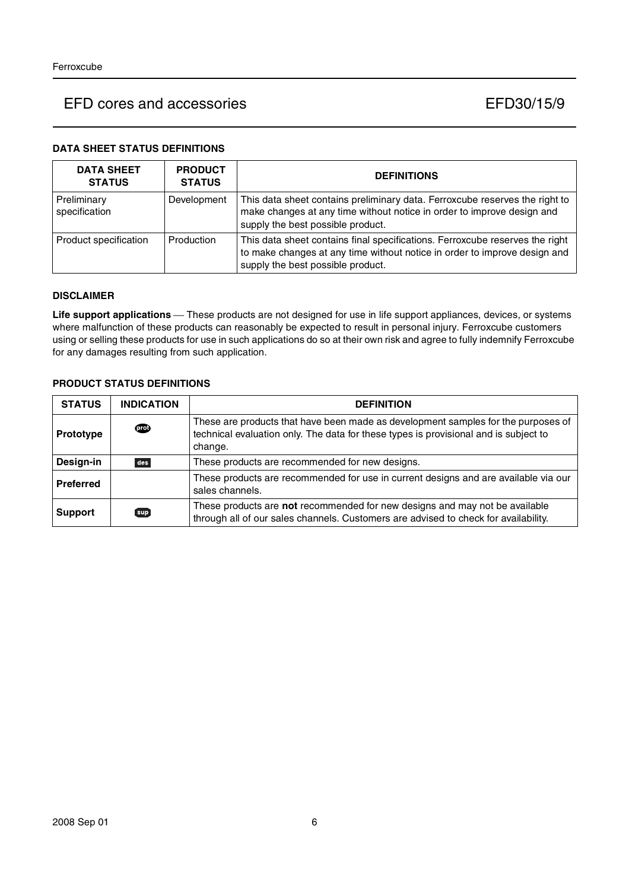## DATA SHEET STATUS DEFINITIONS

| DATA SHEET STATUS | PRODUCT STATUS | DEFINITIONS |
|---|---|---|
| Preliminary specification | Development | This data sheet contains preliminary data. Ferroxcube reserves the right to make changes at any time without notice in order to improve design and supply the best possible product. |
| Product specification | Production | This data sheet contains final specifications. Ferroxcube reserves the right to make changes at any time without notice in order to improve design and supply the best possible product. |

## DISCLAIMER

**Life support applications** — These products are not designed for use in life support appliances, devices, or systems where malfunction of these products can reasonably be expected to result in personal injury. Ferroxcube customers using or selling these products for use in such applications do so at their own risk and agree to fully indemnify Ferroxcube for any damages resulting from such application.

## PRODUCT STATUS DEFINITIONS

| STATUS | INDICATION | DEFINITION |
|---|---|---|
| **Prototype** | prot | These are products that have been made as development samples for the purposes of technical evaluation only. The data for these types is provisional and is subject to change. |
| **Design-in** | des | These products are recommended for new designs. |
| **Preferred** | | These products are recommended for use in current designs and are available via our sales channels. |
| **Support** | sup | These products are **not** recommended for new designs and may not be available through all of our sales channels. Customers are advised to check for availability. |